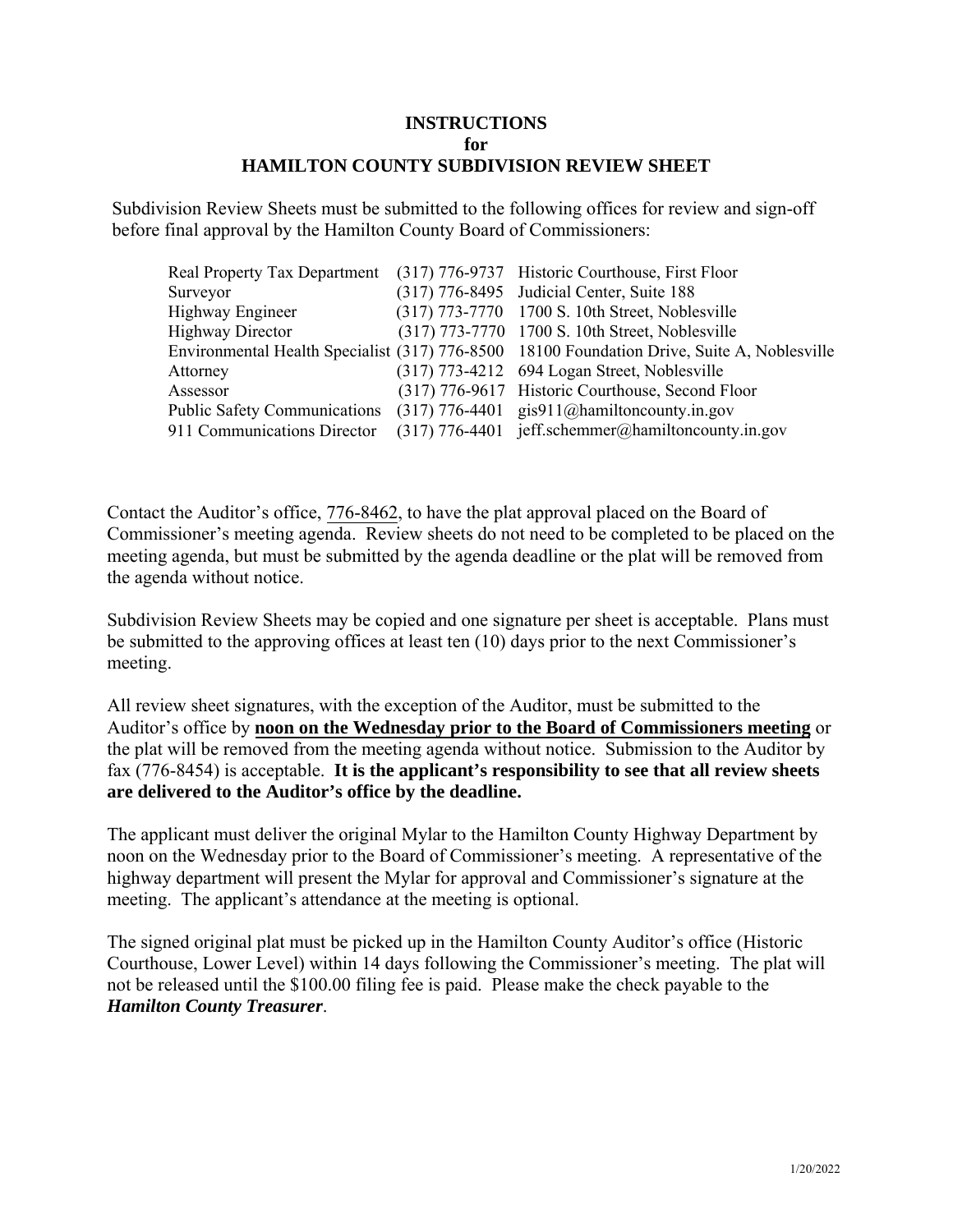# INSTRUCTIONS
## for
## HAMILTON COUNTY SUBDIVISION REVIEW SHEET

Subdivision Review Sheets must be submitted to the following offices for review and sign-off before final approval by the Hamilton County Board of Commissioners:

| | | |
|---|---|---|
| Real Property Tax Department | (317) 776-9737 | Historic Courthouse, First Floor |
| Surveyor | (317) 776-8495 | Judicial Center, Suite 188 |
| Highway Engineer | (317) 773-7770 | 1700 S. 10th Street, Noblesville |
| Highway Director | (317) 773-7770 | 1700 S. 10th Street, Noblesville |
| Environmental Health Specialist | (317) 776-8500 | 18100 Foundation Drive, Suite A, Noblesville |
| Attorney | (317) 773-4212 | 694 Logan Street, Noblesville |
| Assessor | (317) 776-9617 | Historic Courthouse, Second Floor |
| Public Safety Communications | (317) 776-4401 | gis911@hamiltoncounty.in.gov |
| 911 Communications Director | (317) 776-4401 | jeff.schemmer@hamiltoncounty.in.gov |

Contact the Auditor's office, 776-8462, to have the plat approval placed on the Board of Commissioner's meeting agenda. Review sheets do not need to be completed to be placed on the meeting agenda, but must be submitted by the agenda deadline or the plat will be removed from the agenda without notice.

Subdivision Review Sheets may be copied and one signature per sheet is acceptable. Plans must be submitted to the approving offices at least ten (10) days prior to the next Commissioner's meeting.

All review sheet signatures, with the exception of the Auditor, must be submitted to the Auditor's office by **noon on the Wednesday prior to the Board of Commissioners meeting** or the plat will be removed from the meeting agenda without notice. Submission to the Auditor by fax (776-8454) is acceptable. **It is the applicant's responsibility to see that all review sheets are delivered to the Auditor's office by the deadline.**

The applicant must deliver the original Mylar to the Hamilton County Highway Department by noon on the Wednesday prior to the Board of Commissioner's meeting. A representative of the highway department will present the Mylar for approval and Commissioner's signature at the meeting. The applicant's attendance at the meeting is optional.

The signed original plat must be picked up in the Hamilton County Auditor's office (Historic Courthouse, Lower Level) within 14 days following the Commissioner's meeting. The plat will not be released until the $100.00 filing fee is paid. Please make the check payable to the ***Hamilton County Treasurer***.

1/20/2022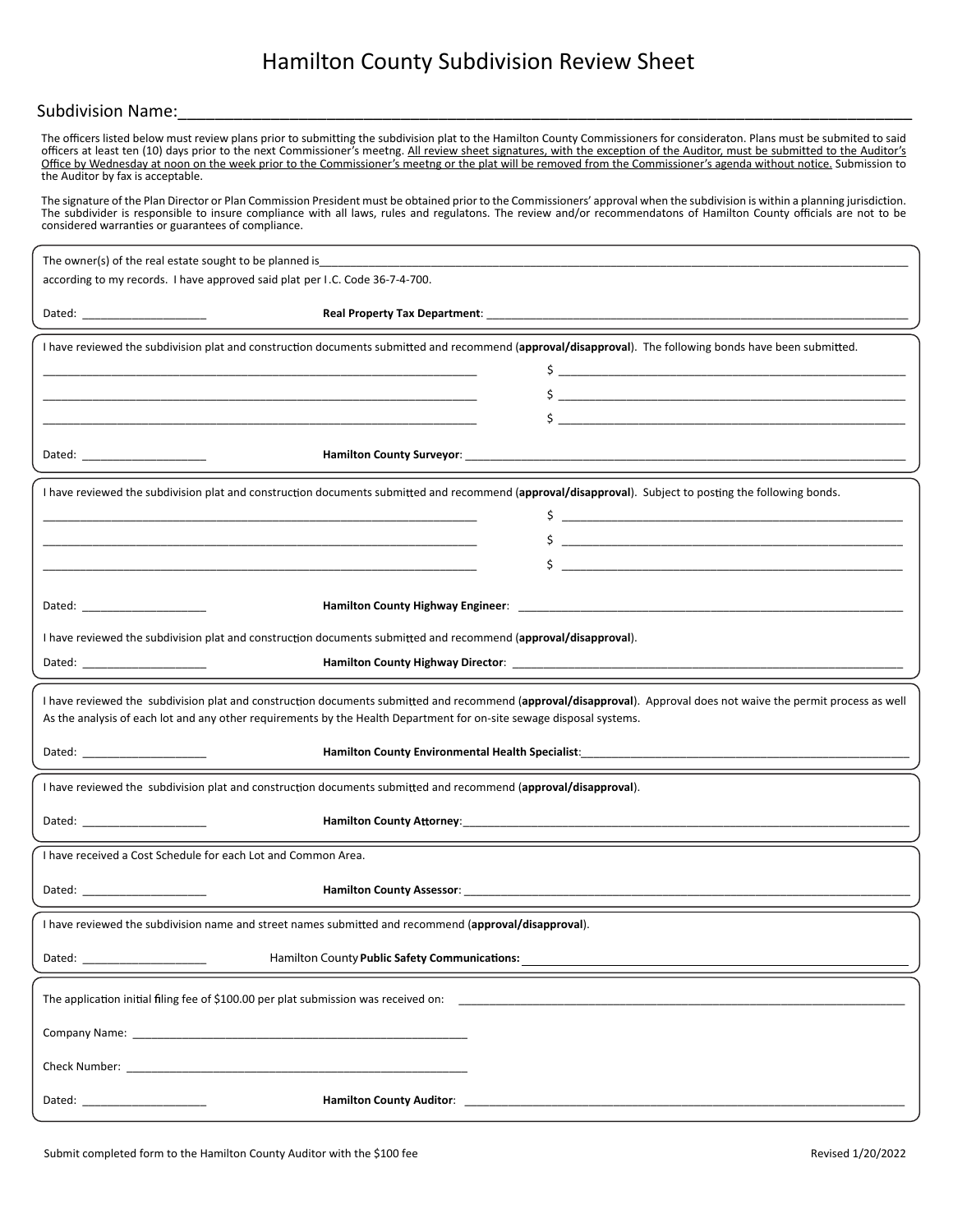# Hamilton County Subdivision Review Sheet

Subdivision Name:______________________________________________________________________________

The officers listed below must review plans prior to submitting the subdivision plat to the Hamilton County Commissioners for consideraton. Plans must be submited to said officers at least ten (10) days prior to the next Commissioner's meetng. All review sheet signatures, with the exception of the Auditor, must be submitted to the Auditor's Office by Wednesday at noon on the week prior to the Commissioner's meetng or the plat will be removed from the Commissioner's agenda without notice. Submission to the Auditor by fax is acceptable.

The signature of the Plan Director or Plan Commission President must be obtained prior to the Commissioners' approval when the subdivision is within a planning jurisdiction. The subdivider is responsible to insure compliance with all laws, rules and regulatons. The review and/or recommendatons of Hamilton County officials are not to be considered warranties or guarantees of compliance.

---

The owner(s) of the real estate sought to be planned is______________________________________________________________________________ according to my records. I have approved said plat per I.C. Code 36-7-4-700.

Dated: ____________________ **Real Property Tax Department**: ______________________________________________________________________

---

I have reviewed the subdivision plat and construction documents submitted and recommend (**approval/disapproval**). The following bonds have been submitted.

______________________________________________________________________ $ ______________________________________________________

______________________________________________________________________ $ ______________________________________________________

______________________________________________________________________ $ ______________________________________________________

Dated: ____________________ **Hamilton County Surveyor**: ______________________________________________________________________

---

I have reviewed the subdivision plat and construction documents submitted and recommend (**approval/disapproval**). Subject to posting the following bonds.

______________________________________________________________________ $ ______________________________________________________

______________________________________________________________________ $ ______________________________________________________

______________________________________________________________________ $ ______________________________________________________

Dated: ____________________ **Hamilton County Highway Engineer**: ______________________________________________________________

I have reviewed the subdivision plat and construction documents submitted and recommend (**approval/disapproval**).

Dated: ____________________ **Hamilton County Highway Director**: ______________________________________________________________

---

I have reviewed the subdivision plat and construction documents submitted and recommend (**approval/disapproval**). Approval does not waive the permit process as well As the analysis of each lot and any other requirements by the Health Department for on-site sewage disposal systems.

Dated: ____________________ **Hamilton County Environmental Health Specialist**:______________________________________________________

---

I have reviewed the subdivision plat and construction documents submitted and recommend (**approval/disapproval**).

Dated: ____________________ **Hamilton County Attorney**:______________________________________________________________________

---

I have received a Cost Schedule for each Lot and Common Area.

Dated: ____________________ **Hamilton County Assessor**: ______________________________________________________________________

---

I have reviewed the subdivision name and street names submitted and recommend (**approval/disapproval**).

Dated: ____________________ Hamilton County **Public Safety Communications:** ______________________________________________________

---

The application initial filing fee of $100.00 per plat submission was received on: ______________________________________________________

Company Name: ______________________________________________________

Check Number: ______________________________________________________

Dated: ____________________ **Hamilton County Auditor**: ______________________________________________________________________

---

Submit completed form to the Hamilton County Auditor with the $100 fee

Revised 1/20/2022